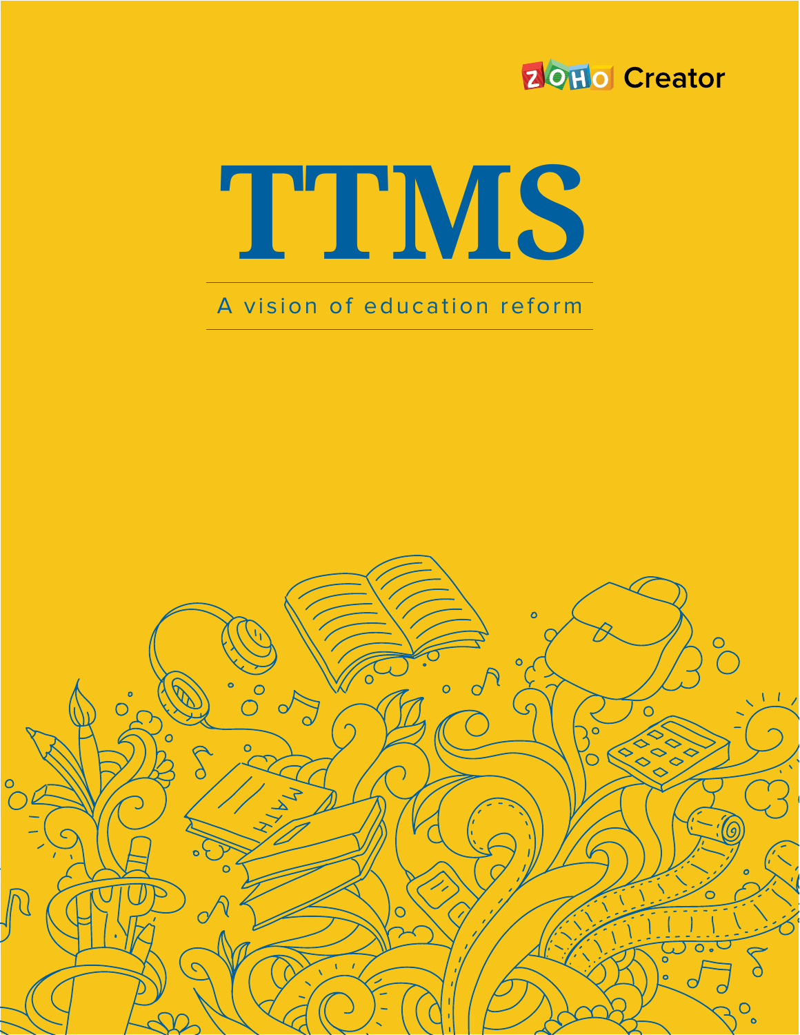ZOHO Creator

# TTMS

A vision of education reform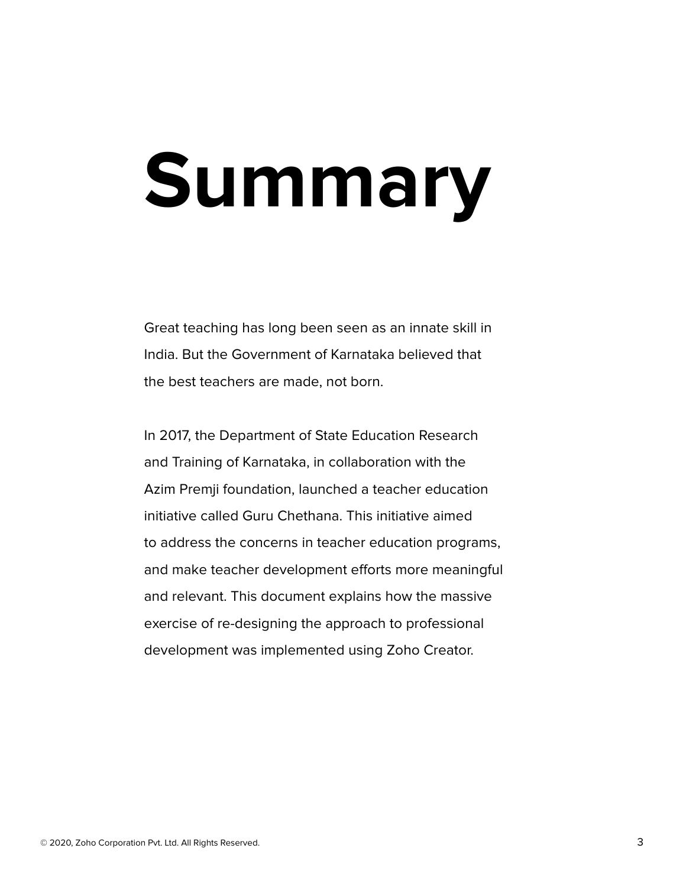# Summary

Great teaching has long been seen as an innate skill in India. But the Government of Karnataka believed that the best teachers are made, not born.

In 2017, the Department of State Education Research and Training of Karnataka, in collaboration with the Azim Premji foundation, launched a teacher education initiative called Guru Chethana. This initiative aimed to address the concerns in teacher education programs, and make teacher development efforts more meaningful and relevant. This document explains how the massive exercise of re-designing the approach to professional development was implemented using Zoho Creator.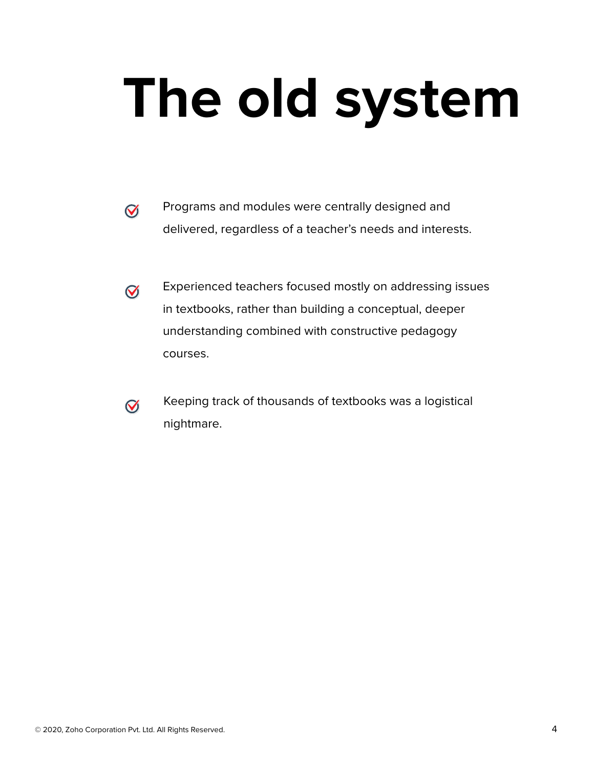# The old system

- Programs and modules were centrally designed and delivered, regardless of a teacher's needs and interests.

- Experienced teachers focused mostly on addressing issues in textbooks, rather than building a conceptual, deeper understanding combined with constructive pedagogy courses.

- Keeping track of thousands of textbooks was a logistical nightmare.

© 2020, Zoho Corporation Pvt. Ltd. All Rights Reserved.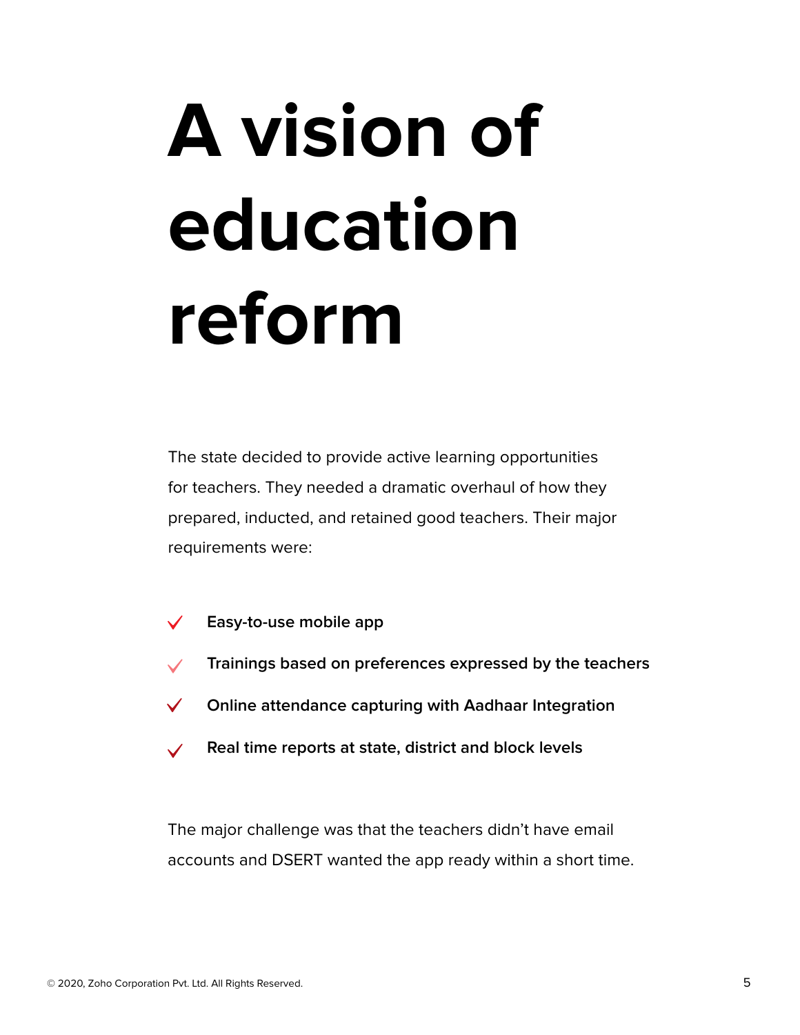# A vision of education reform

The state decided to provide active learning opportunities for teachers. They needed a dramatic overhaul of how they prepared, inducted, and retained good teachers. Their major requirements were:

- **Easy-to-use mobile app**
- **Trainings based on preferences expressed by the teachers**
- **Online attendance capturing with Aadhaar Integration**
- **Real time reports at state, district and block levels**

The major challenge was that the teachers didn't have email accounts and DSERT wanted the app ready within a short time.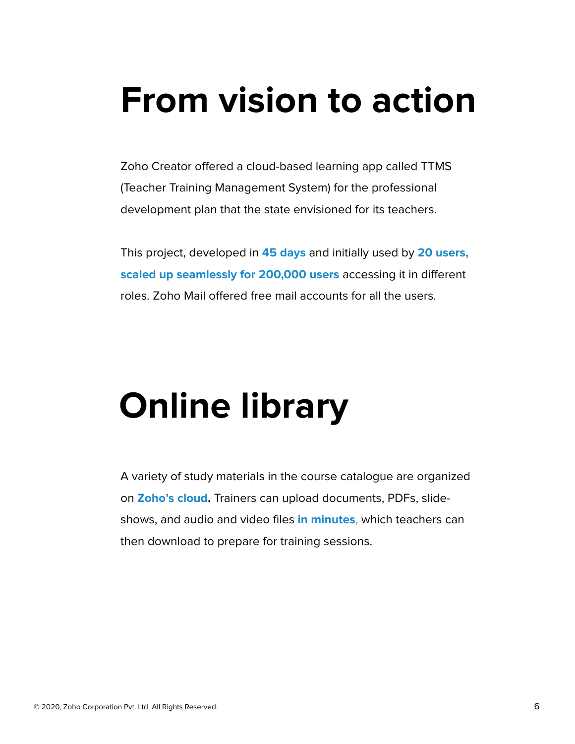# From vision to action

Zoho Creator offered a cloud-based learning app called TTMS (Teacher Training Management System) for the professional development plan that the state envisioned for its teachers.

This project, developed in **45 days** and initially used by **20 users, scaled up seamlessly for 200,000 users** accessing it in different roles. Zoho Mail offered free mail accounts for all the users.

# Online library

A variety of study materials in the course catalogue are organized on **Zoho's cloud.** Trainers can upload documents, PDFs, slide-shows, and audio and video files **in minutes**, which teachers can then download to prepare for training sessions.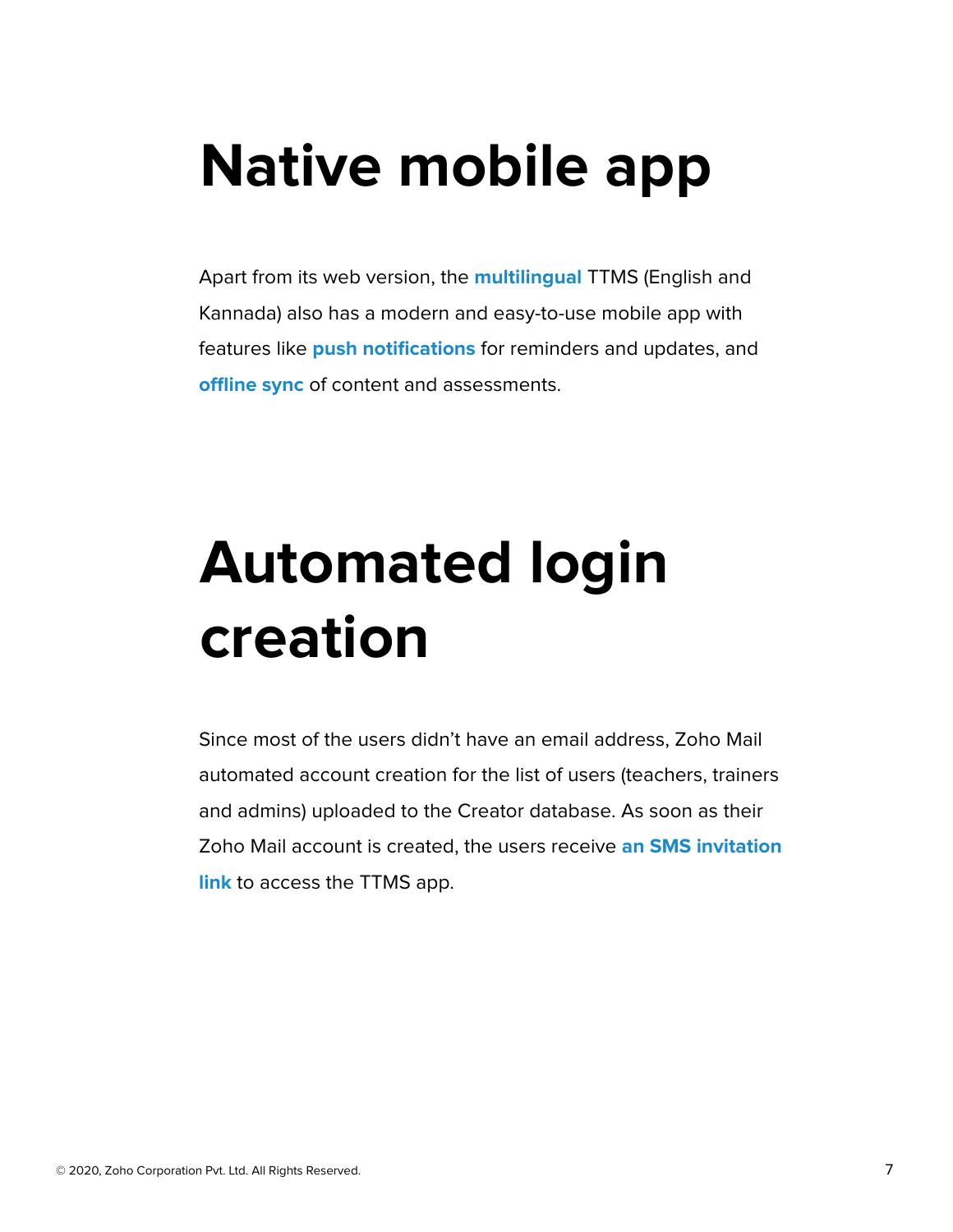# Native mobile app

Apart from its web version, the **multilingual** TTMS (English and Kannada) also has a modern and easy-to-use mobile app with features like **push notifications** for reminders and updates, and **offline sync** of content and assessments.

# Automated login creation

Since most of the users didn't have an email address, Zoho Mail automated account creation for the list of users (teachers, trainers and admins) uploaded to the Creator database. As soon as their Zoho Mail account is created, the users receive **an SMS invitation link** to access the TTMS app.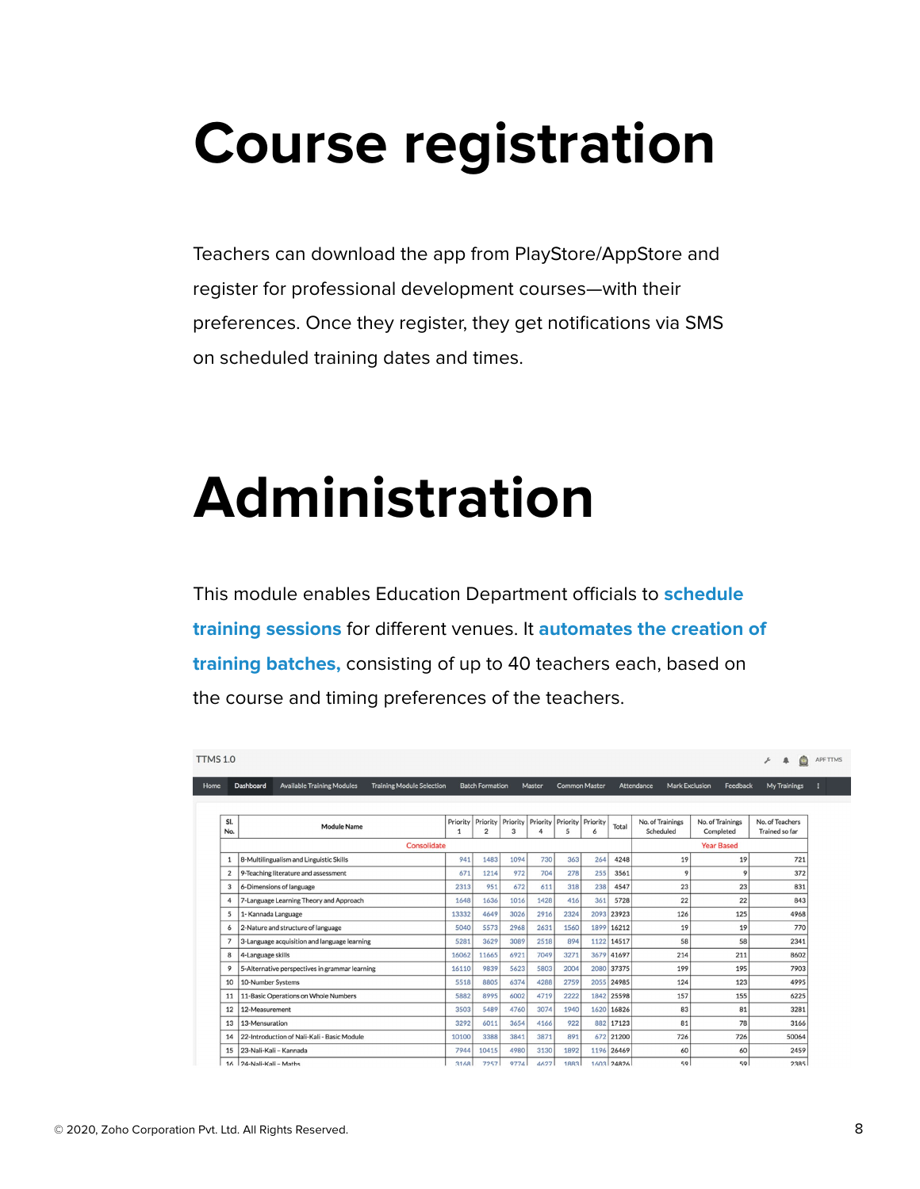# Course registration

Teachers can download the app from PlayStore/AppStore and register for professional development courses—with their preferences. Once they register, they get notifications via SMS on scheduled training dates and times.

# Administration

This module enables Education Department officials to **schedule training sessions** for different venues. It **automates the creation of training batches,** consisting of up to 40 teachers each, based on the course and timing preferences of the teachers.

TTMS 1.0

Home | Dashboard | Available Training Modules | Training Module Selection | Batch Formation | Master | Common Master | Attendance | Mark Exclusion | Feedback | My Trainings

| Sl. No. | Module Name | Priority 1 | Priority 2 | Priority 3 | Priority 4 | Priority 5 | Priority 6 | Total | No. of Trainings Scheduled | No. of Trainings Completed | No. of Teachers Trained so far |
|---|---|---|---|---|---|---|---|---|---|---|---|
| | Consolidate | | | | | | | | Year Based | | |
| 1 | 8-Multilingualism and Linguistic Skills | 941 | 1483 | 1094 | 730 | 363 | 264 | 4248 | 19 | 19 | 721 |
| 2 | 9-Teaching literature and assessment | 671 | 1214 | 972 | 704 | 278 | 255 | 3561 | 9 | 9 | 372 |
| 3 | 6-Dimensions of language | 2313 | 951 | 672 | 611 | 318 | 238 | 4547 | 23 | 23 | 831 |
| 4 | 7-Language Learning Theory and Approach | 1648 | 1636 | 1016 | 1428 | 416 | 361 | 5728 | 22 | 22 | 843 |
| 5 | 1- Kannada Language | 13332 | 4649 | 3026 | 2916 | 2324 | 2093 | 23923 | 126 | 125 | 4968 |
| 6 | 2-Nature and structure of language | 5040 | 5573 | 2968 | 2631 | 1560 | 1899 | 16212 | 19 | 19 | 770 |
| 7 | 3-Language acquisition and language learning | 5281 | 3629 | 3089 | 2518 | 894 | 1122 | 14517 | 58 | 58 | 2341 |
| 8 | 4-Language skills | 16062 | 11665 | 6921 | 7049 | 3271 | 3679 | 41697 | 214 | 211 | 8602 |
| 9 | 5-Alternative perspectives in grammar learning | 16110 | 9839 | 5623 | 5803 | 2004 | 2080 | 37375 | 199 | 195 | 7903 |
| 10 | 10-Number Systems | 5518 | 8805 | 6374 | 4288 | 2759 | 2055 | 24985 | 124 | 123 | 4995 |
| 11 | 11-Basic Operations on Whole Numbers | 5882 | 8995 | 6002 | 4719 | 2222 | 1842 | 25598 | 157 | 155 | 6225 |
| 12 | 12-Measurement | 3503 | 5489 | 4760 | 3074 | 1940 | 1620 | 16826 | 83 | 81 | 3281 |
| 13 | 13-Mensuration | 3292 | 6011 | 3654 | 4166 | 922 | 882 | 17123 | 81 | 78 | 3166 |
| 14 | 22-Introduction of Nali-Kali - Basic Module | 10100 | 3388 | 3841 | 3871 | 891 | 672 | 21200 | 726 | 726 | 50064 |
| 15 | 23-Nali-Kali – Kannada | 7944 | 10415 | 4980 | 3130 | 1892 | 1196 | 26469 | 60 | 60 | 2459 |
| 16 | 24-Nali-Kali – Maths | 3168 | 7257 | 9774 | 4627 | 1883 | 1603 | 24826 | 59 | 59 | 2385 |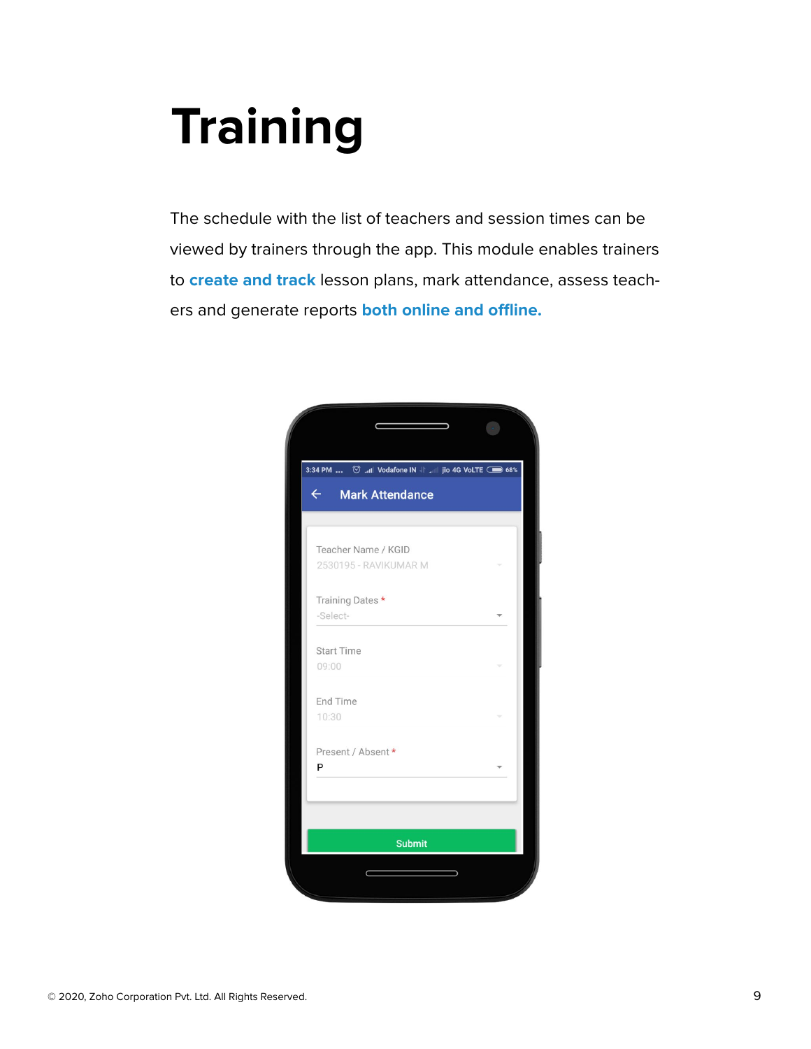# Training

The schedule with the list of teachers and session times can be viewed by trainers through the app. This module enables trainers to **create and track** lesson plans, mark attendance, assess teachers and generate reports **both online and offline.**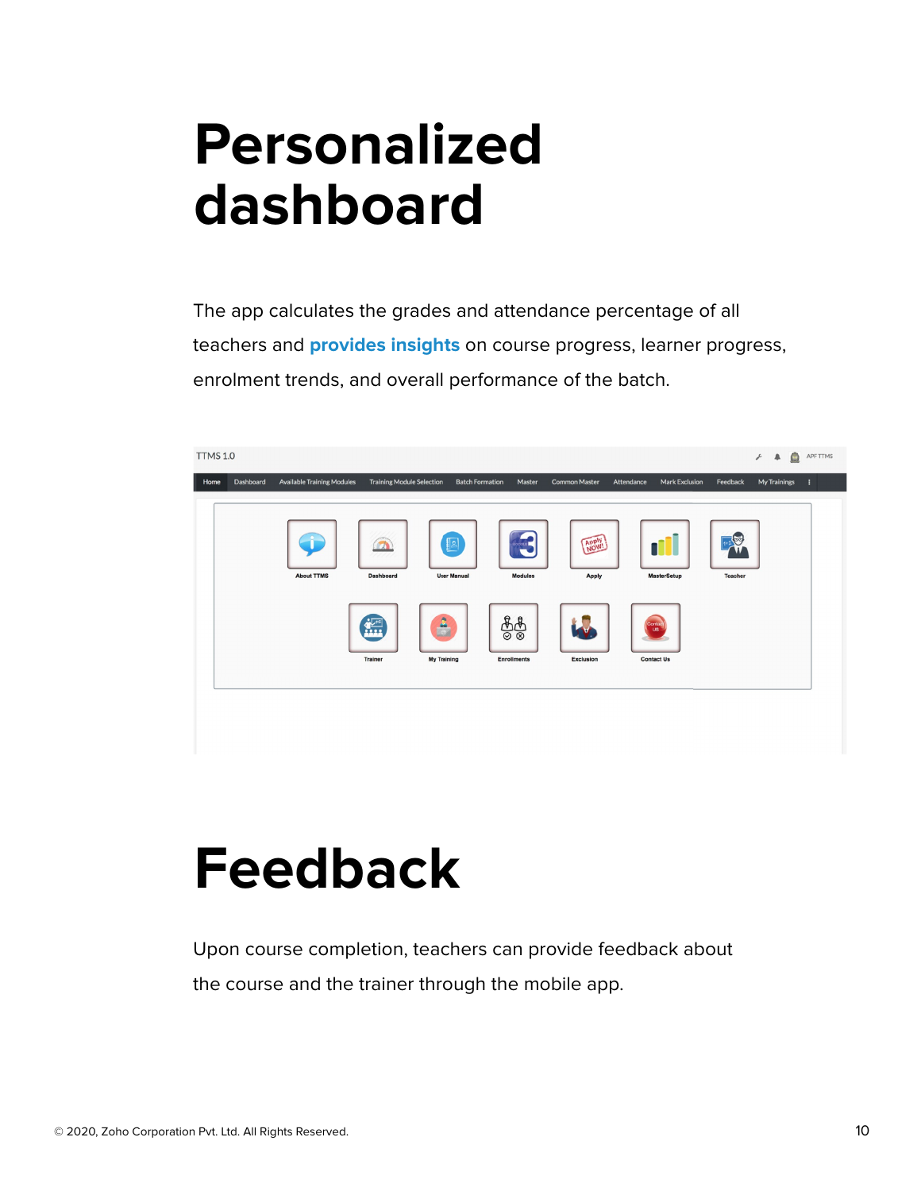# Personalized dashboard

The app calculates the grades and attendance percentage of all teachers and **provides insights** on course progress, learner progress, enrolment trends, and overall performance of the batch.

# Feedback

Upon course completion, teachers can provide feedback about the course and the trainer through the mobile app.

© 2020, Zoho Corporation Pvt. Ltd. All Rights Reserved.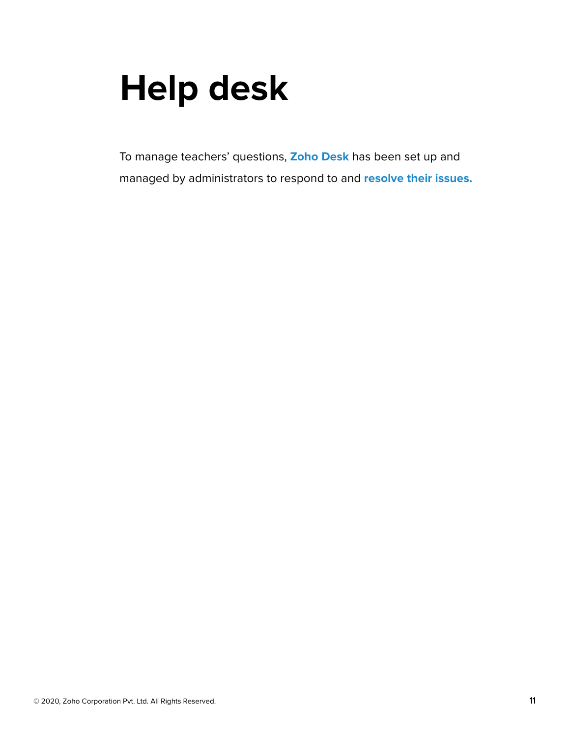# Help desk

To manage teachers' questions, **Zoho Desk** has been set up and managed by administrators to respond to and **resolve their issues.**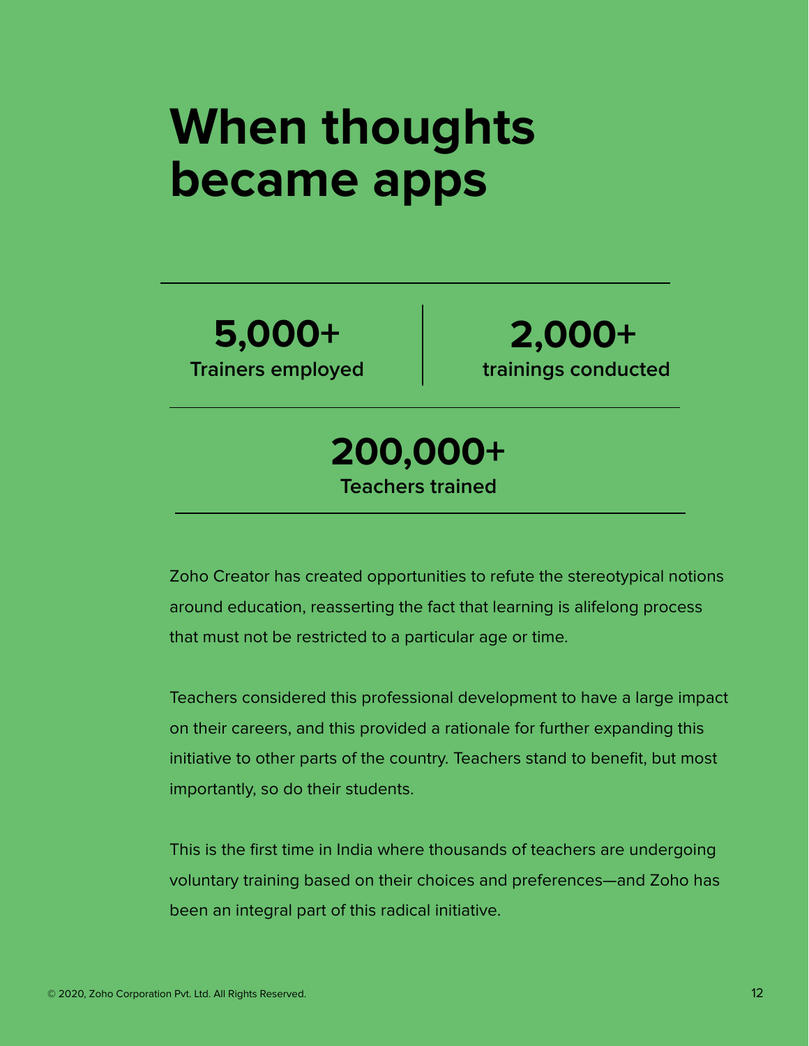# When thoughts became apps

**5,000+**
**Trainers employed**

**2,000+**
**trainings conducted**

**200,000+**
**Teachers trained**

Zoho Creator has created opportunities to refute the stereotypical notions around education, reasserting the fact that learning is alifelong process that must not be restricted to a particular age or time.

Teachers considered this professional development to have a large impact on their careers, and this provided a rationale for further expanding this initiative to other parts of the country. Teachers stand to benefit, but most importantly, so do their students.

This is the first time in India where thousands of teachers are undergoing voluntary training based on their choices and preferences—and Zoho has been an integral part of this radical initiative.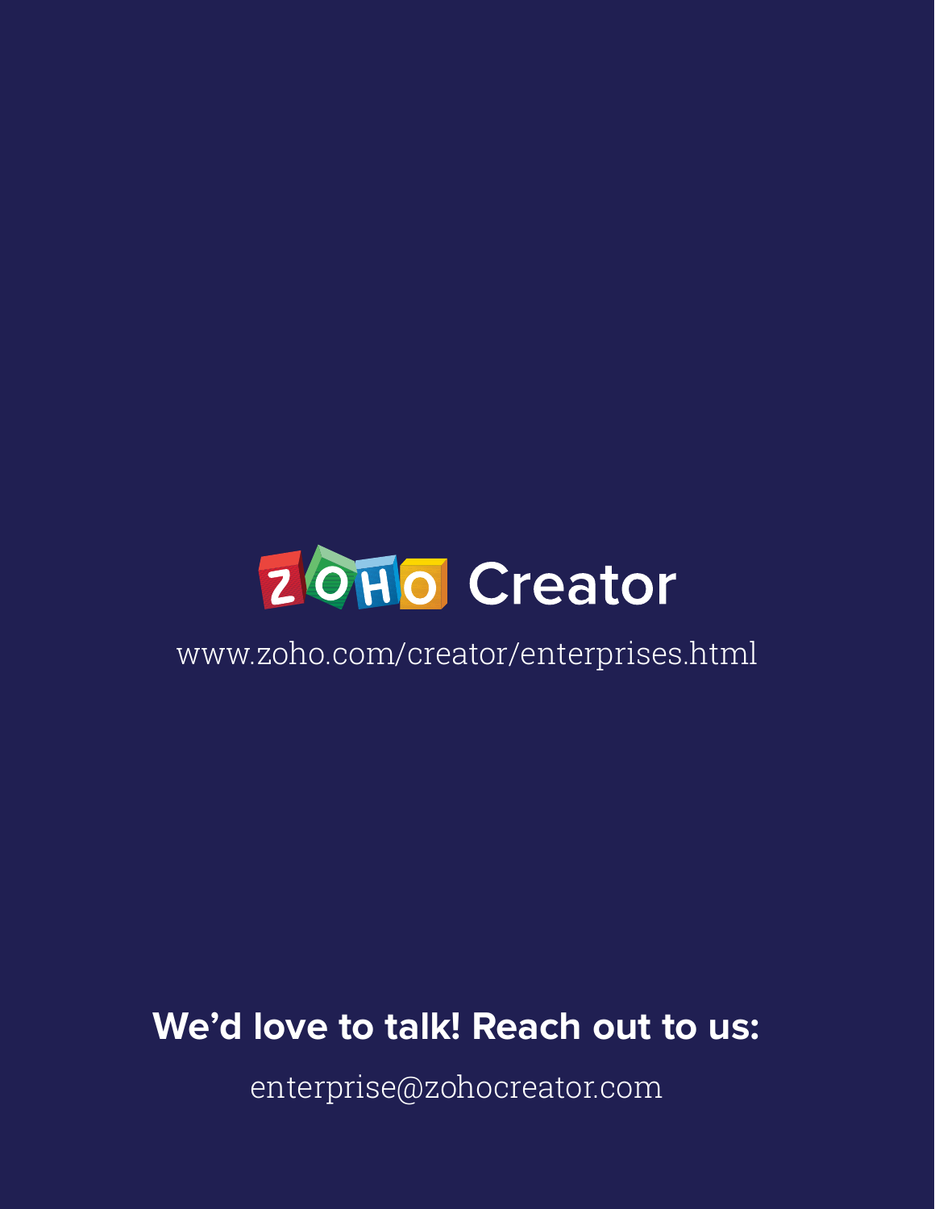ZOHO Creator

www.zoho.com/creator/enterprises.html

**We'd love to talk! Reach out to us:**

enterprise@zohocreator.com